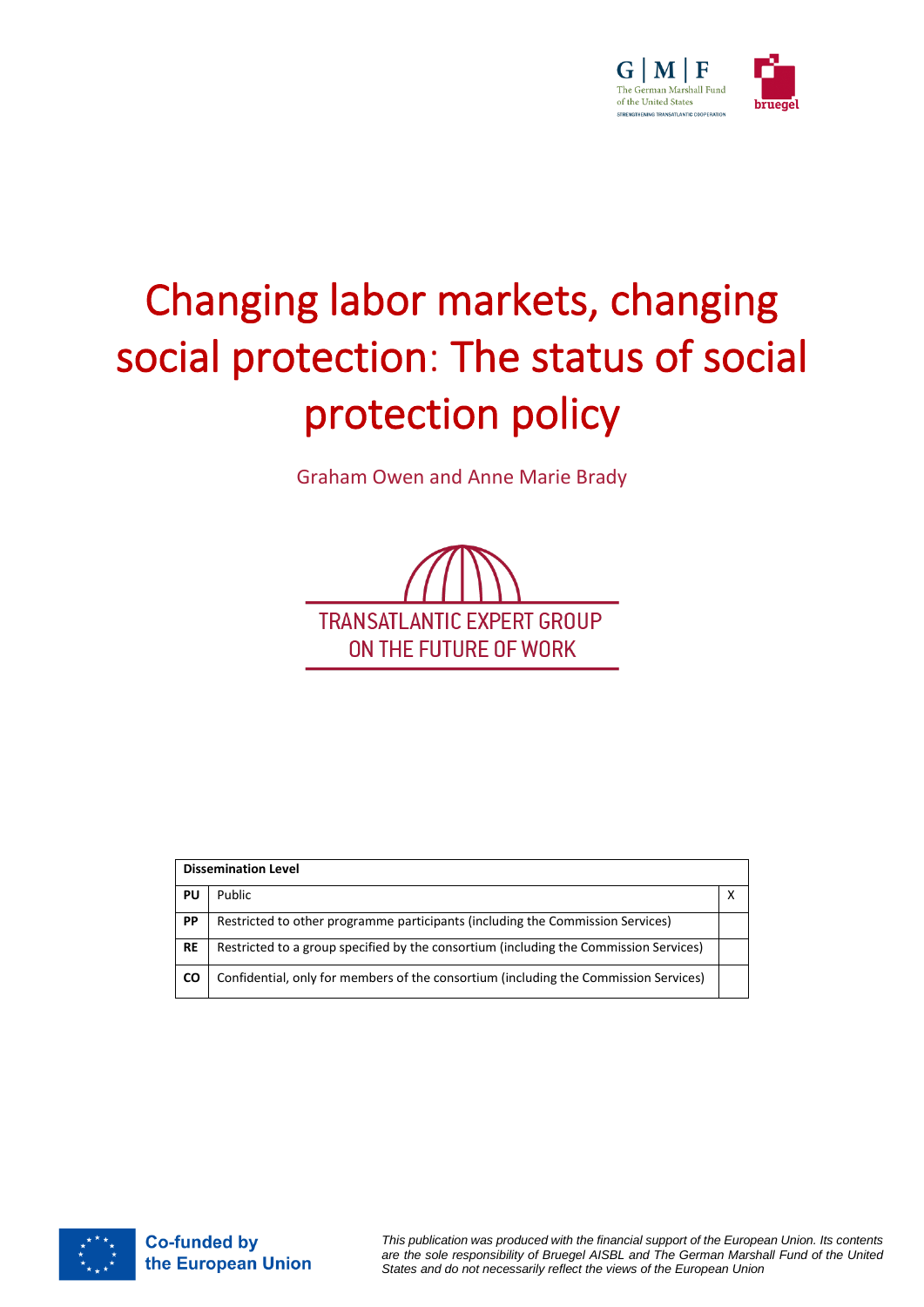# Changing labor markets, changing social protection: The status of social protection policy

Graham Owen and Anne Marie Brady

TRANSATLANTIC EXPERT GROUP ON THE FUTURE OF WORK

| Dissemination Level | | |
|---|---|---|
| PU | Public | X |
| PP | Restricted to other programme participants (including the Commission Services) | |
| RE | Restricted to a group specified by the consortium (including the Commission Services) | |
| CO | Confidential, only for members of the consortium (including the Commission Services) | |

Co-funded by the European Union

*This publication was produced with the financial support of the European Union. Its contents are the sole responsibility of Bruegel AISBL and The German Marshall Fund of the United States and do not necessarily reflect the views of the European Union*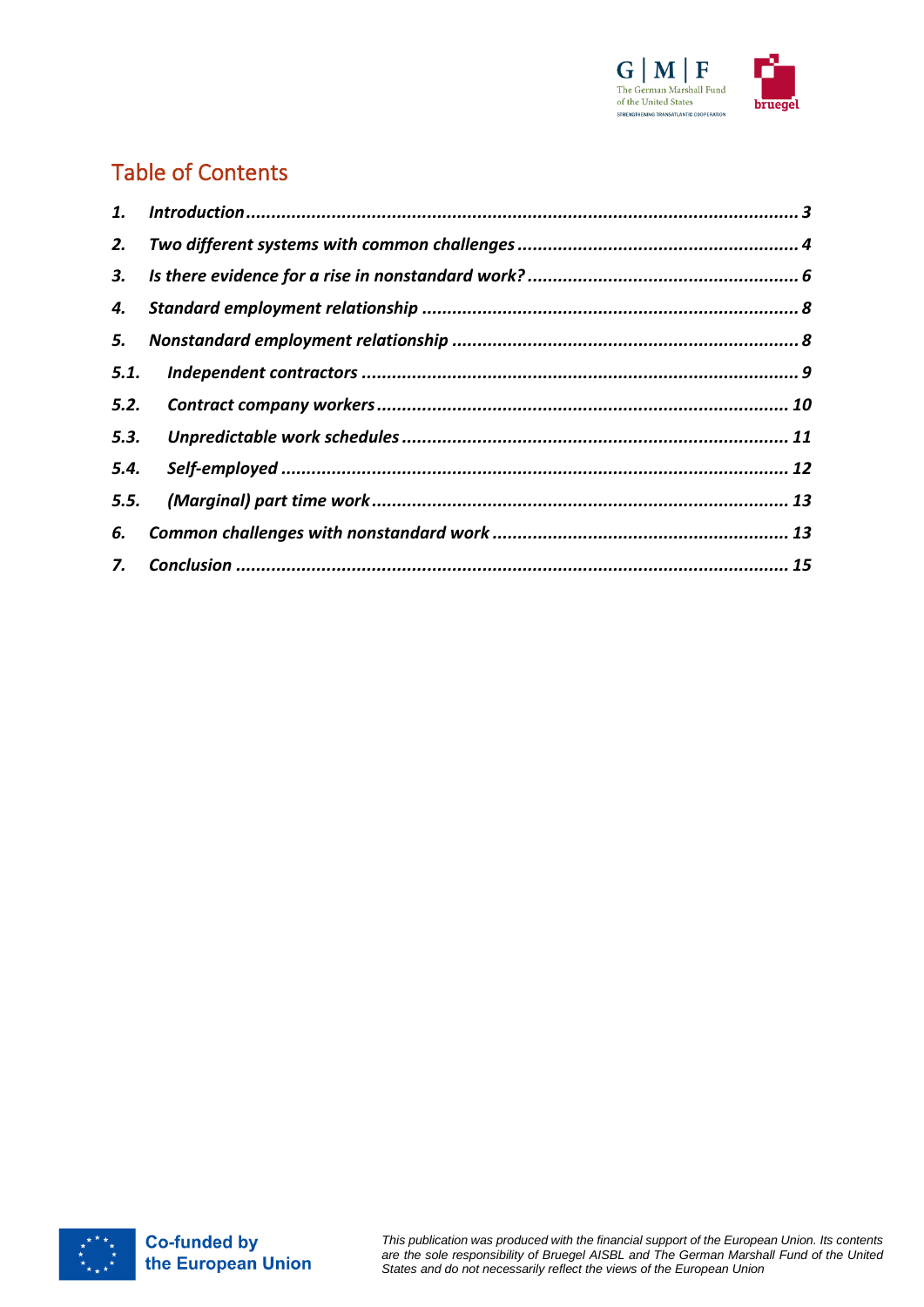## Table of Contents

1. *Introduction* ............ 3
2. *Two different systems with common challenges* ............ 4
3. *Is there evidence for a rise in nonstandard work?* ............ 6
4. *Standard employment relationship* ............ 8
5. *Nonstandard employment relationship* ............ 8
   - 5.1. *Independent contractors* ............ 9
   - 5.2. *Contract company workers* ............ 10
   - 5.3. *Unpredictable work schedules* ............ 11
   - 5.4. *Self-employed* ............ 12
   - 5.5. *(Marginal) part time work* ............ 13
6. *Common challenges with nonstandard work* ............ 13
7. *Conclusion* ............ 15

Co-funded by the European Union

*This publication was produced with the financial support of the European Union. Its contents are the sole responsibility of Bruegel AISBL and The German Marshall Fund of the United States and do not necessarily reflect the views of the European Union*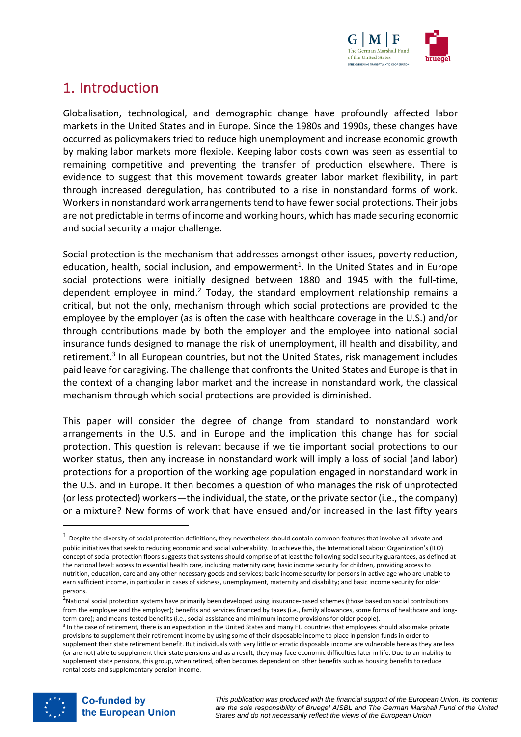# 1. Introduction

Globalisation, technological, and demographic change have profoundly affected labor markets in the United States and in Europe. Since the 1980s and 1990s, these changes have occurred as policymakers tried to reduce high unemployment and increase economic growth by making labor markets more flexible. Keeping labor costs down was seen as essential to remaining competitive and preventing the transfer of production elsewhere. There is evidence to suggest that this movement towards greater labor market flexibility, in part through increased deregulation, has contributed to a rise in nonstandard forms of work. Workers in nonstandard work arrangements tend to have fewer social protections. Their jobs are not predictable in terms of income and working hours, which has made securing economic and social security a major challenge.

Social protection is the mechanism that addresses amongst other issues, poverty reduction, education, health, social inclusion, and empowerment[1]. In the United States and in Europe social protections were initially designed between 1880 and 1945 with the full-time, dependent employee in mind.[2] Today, the standard employment relationship remains a critical, but not the only, mechanism through which social protections are provided to the employee by the employer (as is often the case with healthcare coverage in the U.S.) and/or through contributions made by both the employer and the employee into national social insurance funds designed to manage the risk of unemployment, ill health and disability, and retirement.[3] In all European countries, but not the United States, risk management includes paid leave for caregiving. The challenge that confronts the United States and Europe is that in the context of a changing labor market and the increase in nonstandard work, the classical mechanism through which social protections are provided is diminished.

This paper will consider the degree of change from standard to nonstandard work arrangements in the U.S. and in Europe and the implication this change has for social protection. This question is relevant because if we tie important social protections to our worker status, then any increase in nonstandard work will imply a loss of social (and labor) protections for a proportion of the working age population engaged in nonstandard work in the U.S. and in Europe. It then becomes a question of who manages the risk of unprotected (or less protected) workers—the individual, the state, or the private sector (i.e., the company) or a mixture? New forms of work that have ensued and/or increased in the last fifty years

---

[1] Despite the diversity of social protection definitions, they nevertheless should contain common features that involve all private and public initiatives that seek to reducing economic and social vulnerability. To achieve this, the International Labour Organization's (ILO) concept of social protection floors suggests that systems should comprise of at least the following social security guarantees, as defined at the national level: access to essential health care, including maternity care; basic income security for children, providing access to nutrition, education, care and any other necessary goods and services; basic income security for persons in active age who are unable to earn sufficient income, in particular in cases of sickness, unemployment, maternity and disability; and basic income security for older persons.

[2] National social protection systems have primarily been developed using insurance-based schemes (those based on social contributions from the employee and the employer); benefits and services financed by taxes (i.e., family allowances, some forms of healthcare and long-term care); and means-tested benefits (i.e., social assistance and minimum income provisions for older people).

[3] In the case of retirement, there is an expectation in the United States and many EU countries that employees should also make private provisions to supplement their retirement income by using some of their disposable income to place in pension funds in order to supplement their state retirement benefit. But individuals with very little or erratic disposable income are vulnerable here as they are less (or are not) able to supplement their state pensions and as a result, they may face economic difficulties later in life. Due to an inability to supplement state pensions, this group, when retired, often becomes dependent on other benefits such as housing benefits to reduce rental costs and supplementary pension income.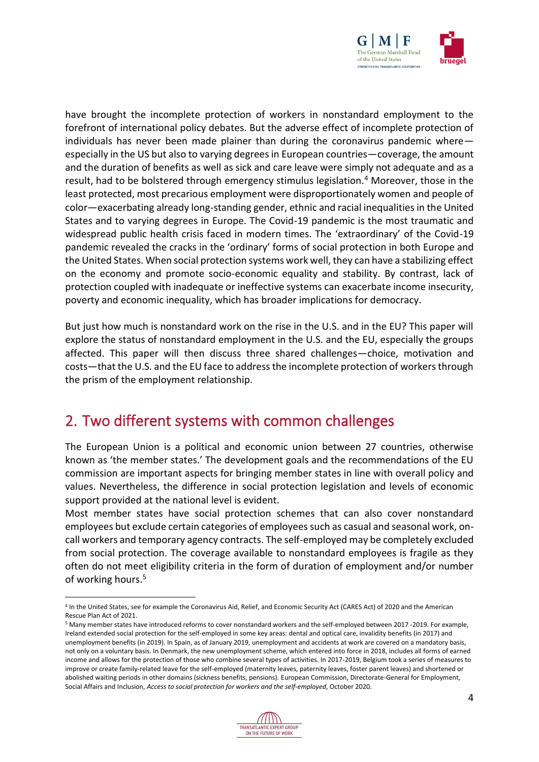have brought the incomplete protection of workers in nonstandard employment to the forefront of international policy debates. But the adverse effect of incomplete protection of individuals has never been made plainer than during the coronavirus pandemic where—especially in the US but also to varying degrees in European countries—coverage, the amount and the duration of benefits as well as sick and care leave were simply not adequate and as a result, had to be bolstered through emergency stimulus legislation.[4] Moreover, those in the least protected, most precarious employment were disproportionately women and people of color—exacerbating already long-standing gender, ethnic and racial inequalities in the United States and to varying degrees in Europe. The Covid-19 pandemic is the most traumatic and widespread public health crisis faced in modern times. The 'extraordinary' of the Covid-19 pandemic revealed the cracks in the 'ordinary' forms of social protection in both Europe and the United States. When social protection systems work well, they can have a stabilizing effect on the economy and promote socio-economic equality and stability. By contrast, lack of protection coupled with inadequate or ineffective systems can exacerbate income insecurity, poverty and economic inequality, which has broader implications for democracy.

But just how much is nonstandard work on the rise in the U.S. and in the EU? This paper will explore the status of nonstandard employment in the U.S. and the EU, especially the groups affected. This paper will then discuss three shared challenges—choice, motivation and costs—that the U.S. and the EU face to address the incomplete protection of workers through the prism of the employment relationship.

## 2. Two different systems with common challenges

The European Union is a political and economic union between 27 countries, otherwise known as 'the member states.' The development goals and the recommendations of the EU commission are important aspects for bringing member states in line with overall policy and values. Nevertheless, the difference in social protection legislation and levels of economic support provided at the national level is evident.

Most member states have social protection schemes that can also cover nonstandard employees but exclude certain categories of employees such as casual and seasonal work, on-call workers and temporary agency contracts. The self-employed may be completely excluded from social protection. The coverage available to nonstandard employees is fragile as they often do not meet eligibility criteria in the form of duration of employment and/or number of working hours.[5]

---

[4] In the United States, see for example the Coronavirus Aid, Relief, and Economic Security Act (CARES Act) of 2020 and the American Rescue Plan Act of 2021.

[5] Many member states have introduced reforms to cover nonstandard workers and the self-employed between 2017 -2019. For example, Ireland extended social protection for the self-employed in some key areas: dental and optical care, invalidity benefits (in 2017) and unemployment benefits (in 2019). In Spain, as of January 2019, unemployment and accidents at work are covered on a mandatory basis, not only on a voluntary basis. In Denmark, the new unemployment scheme, which entered into force in 2018, includes all forms of earned income and allows for the protection of those who combine several types of activities. In 2017-2019, Belgium took a series of measures to improve or create family-related leave for the self-employed (maternity leaves, paternity leaves, foster parent leaves) and shortened or abolished waiting periods in other domains (sickness benefits, pensions). European Commission, Directorate-General for Employment, Social Affairs and Inclusion, *Access to social protection for workers and the self-employed*, October 2020.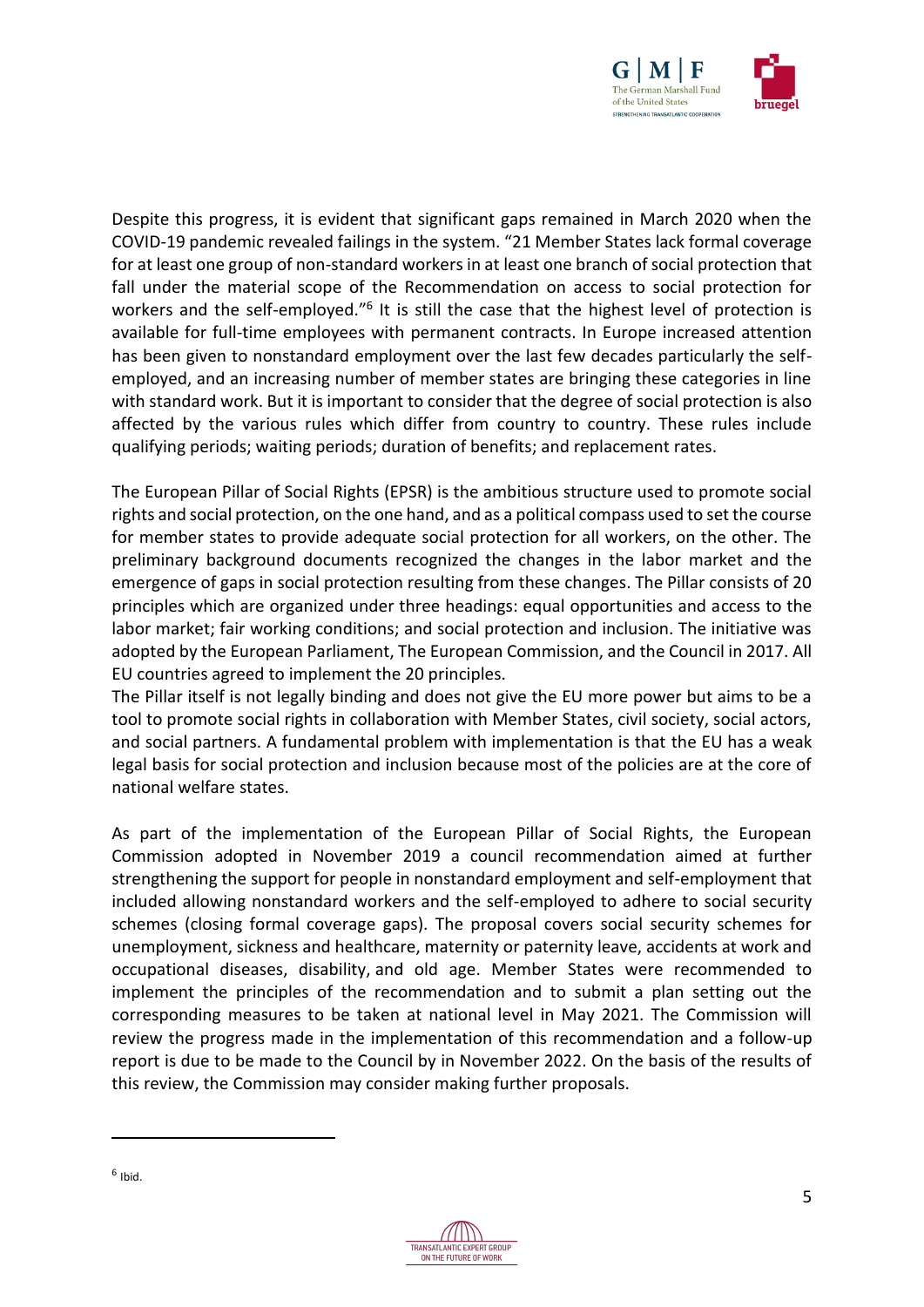Despite this progress, it is evident that significant gaps remained in March 2020 when the COVID-19 pandemic revealed failings in the system. "21 Member States lack formal coverage for at least one group of non-standard workers in at least one branch of social protection that fall under the material scope of the Recommendation on access to social protection for workers and the self-employed."[6] It is still the case that the highest level of protection is available for full-time employees with permanent contracts. In Europe increased attention has been given to nonstandard employment over the last few decades particularly the self-employed, and an increasing number of member states are bringing these categories in line with standard work. But it is important to consider that the degree of social protection is also affected by the various rules which differ from country to country. These rules include qualifying periods; waiting periods; duration of benefits; and replacement rates.

The European Pillar of Social Rights (EPSR) is the ambitious structure used to promote social rights and social protection, on the one hand, and as a political compass used to set the course for member states to provide adequate social protection for all workers, on the other. The preliminary background documents recognized the changes in the labor market and the emergence of gaps in social protection resulting from these changes. The Pillar consists of 20 principles which are organized under three headings: equal opportunities and access to the labor market; fair working conditions; and social protection and inclusion. The initiative was adopted by the European Parliament, The European Commission, and the Council in 2017. All EU countries agreed to implement the 20 principles.

The Pillar itself is not legally binding and does not give the EU more power but aims to be a tool to promote social rights in collaboration with Member States, civil society, social actors, and social partners. A fundamental problem with implementation is that the EU has a weak legal basis for social protection and inclusion because most of the policies are at the core of national welfare states.

As part of the implementation of the European Pillar of Social Rights, the European Commission adopted in November 2019 a council recommendation aimed at further strengthening the support for people in nonstandard employment and self-employment that included allowing nonstandard workers and the self-employed to adhere to social security schemes (closing formal coverage gaps). The proposal covers social security schemes for unemployment, sickness and healthcare, maternity or paternity leave, accidents at work and occupational diseases, disability, and old age. Member States were recommended to implement the principles of the recommendation and to submit a plan setting out the corresponding measures to be taken at national level in May 2021. The Commission will review the progress made in the implementation of this recommendation and a follow-up report is due to be made to the Council by in November 2022. On the basis of the results of this review, the Commission may consider making further proposals.

---

[6] Ibid.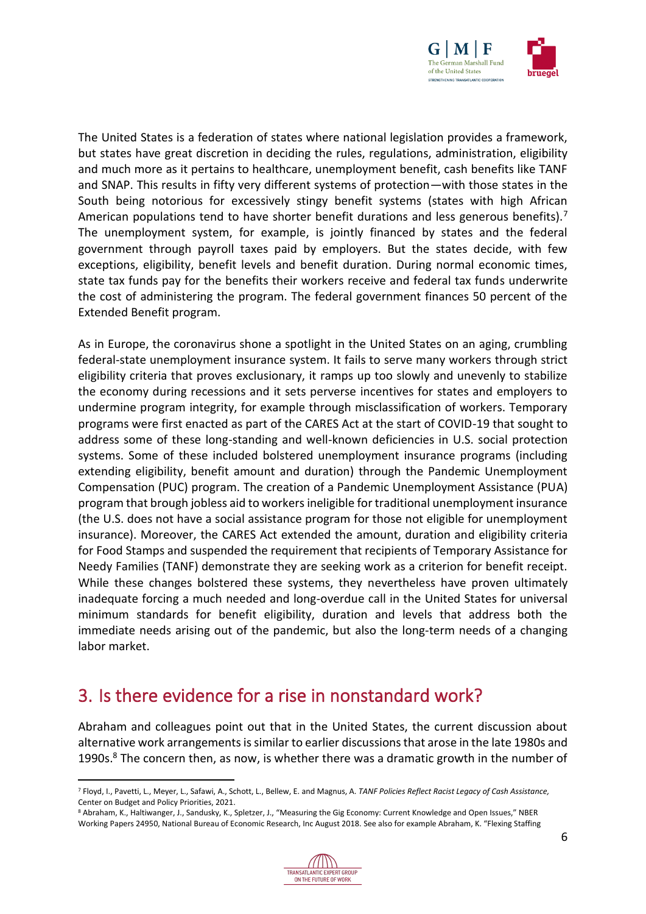The United States is a federation of states where national legislation provides a framework, but states have great discretion in deciding the rules, regulations, administration, eligibility and much more as it pertains to healthcare, unemployment benefit, cash benefits like TANF and SNAP. This results in fifty very different systems of protection—with those states in the South being notorious for excessively stingy benefit systems (states with high African American populations tend to have shorter benefit durations and less generous benefits).[7] The unemployment system, for example, is jointly financed by states and the federal government through payroll taxes paid by employers. But the states decide, with few exceptions, eligibility, benefit levels and benefit duration. During normal economic times, state tax funds pay for the benefits their workers receive and federal tax funds underwrite the cost of administering the program. The federal government finances 50 percent of the Extended Benefit program.

As in Europe, the coronavirus shone a spotlight in the United States on an aging, crumbling federal-state unemployment insurance system. It fails to serve many workers through strict eligibility criteria that proves exclusionary, it ramps up too slowly and unevenly to stabilize the economy during recessions and it sets perverse incentives for states and employers to undermine program integrity, for example through misclassification of workers. Temporary programs were first enacted as part of the CARES Act at the start of COVID-19 that sought to address some of these long-standing and well-known deficiencies in U.S. social protection systems. Some of these included bolstered unemployment insurance programs (including extending eligibility, benefit amount and duration) through the Pandemic Unemployment Compensation (PUC) program. The creation of a Pandemic Unemployment Assistance (PUA) program that brough jobless aid to workers ineligible for traditional unemployment insurance (the U.S. does not have a social assistance program for those not eligible for unemployment insurance). Moreover, the CARES Act extended the amount, duration and eligibility criteria for Food Stamps and suspended the requirement that recipients of Temporary Assistance for Needy Families (TANF) demonstrate they are seeking work as a criterion for benefit receipt. While these changes bolstered these systems, they nevertheless have proven ultimately inadequate forcing a much needed and long-overdue call in the United States for universal minimum standards for benefit eligibility, duration and levels that address both the immediate needs arising out of the pandemic, but also the long-term needs of a changing labor market.

## 3. Is there evidence for a rise in nonstandard work?

Abraham and colleagues point out that in the United States, the current discussion about alternative work arrangements is similar to earlier discussions that arose in the late 1980s and 1990s.[8] The concern then, as now, is whether there was a dramatic growth in the number of

---

[7] Floyd, I., Pavetti, L., Meyer, L., Safawi, A., Schott, L., Bellew, E. and Magnus, A. *TANF Policies Reflect Racist Legacy of Cash Assistance,* Center on Budget and Policy Priorities, 2021.

[8] Abraham, K., Haltiwanger, J., Sandusky, K., Spletzer, J., "Measuring the Gig Economy: Current Knowledge and Open Issues," NBER Working Papers 24950, National Bureau of Economic Research, Inc August 2018. See also for example Abraham, K. "Flexing Staffing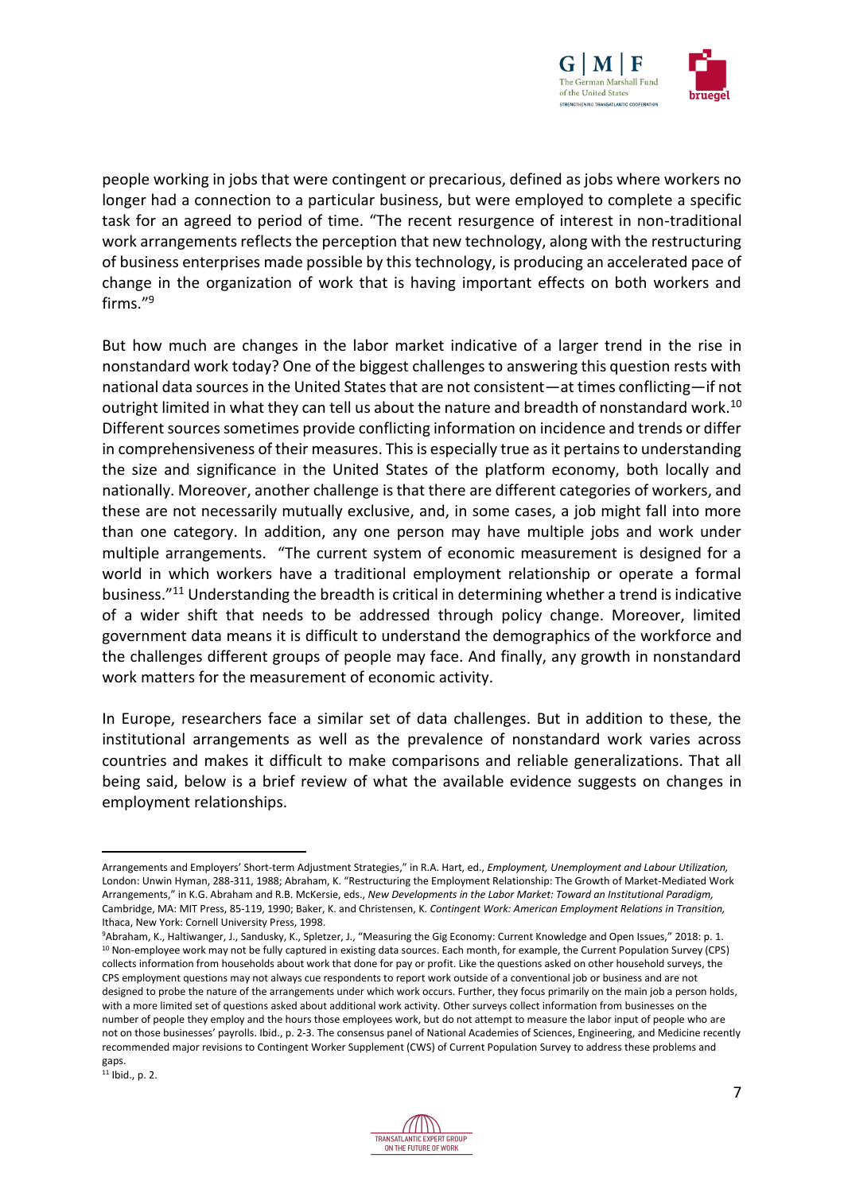people working in jobs that were contingent or precarious, defined as jobs where workers no longer had a connection to a particular business, but were employed to complete a specific task for an agreed to period of time. "The recent resurgence of interest in non-traditional work arrangements reflects the perception that new technology, along with the restructuring of business enterprises made possible by this technology, is producing an accelerated pace of change in the organization of work that is having important effects on both workers and firms."[9]

But how much are changes in the labor market indicative of a larger trend in the rise in nonstandard work today? One of the biggest challenges to answering this question rests with national data sources in the United States that are not consistent—at times conflicting—if not outright limited in what they can tell us about the nature and breadth of nonstandard work.[10] Different sources sometimes provide conflicting information on incidence and trends or differ in comprehensiveness of their measures. This is especially true as it pertains to understanding the size and significance in the United States of the platform economy, both locally and nationally. Moreover, another challenge is that there are different categories of workers, and these are not necessarily mutually exclusive, and, in some cases, a job might fall into more than one category. In addition, any one person may have multiple jobs and work under multiple arrangements. "The current system of economic measurement is designed for a world in which workers have a traditional employment relationship or operate a formal business."[11] Understanding the breadth is critical in determining whether a trend is indicative of a wider shift that needs to be addressed through policy change. Moreover, limited government data means it is difficult to understand the demographics of the workforce and the challenges different groups of people may face. And finally, any growth in nonstandard work matters for the measurement of economic activity.

In Europe, researchers face a similar set of data challenges. But in addition to these, the institutional arrangements as well as the prevalence of nonstandard work varies across countries and makes it difficult to make comparisons and reliable generalizations. That all being said, below is a brief review of what the available evidence suggests on changes in employment relationships.

---

Arrangements and Employers' Short-term Adjustment Strategies," in R.A. Hart, ed., *Employment, Unemployment and Labour Utilization,* London: Unwin Hyman, 288-311, 1988; Abraham, K. "Restructuring the Employment Relationship: The Growth of Market-Mediated Work Arrangements," in K.G. Abraham and R.B. McKersie, eds., *New Developments in the Labor Market: Toward an Institutional Paradigm,* Cambridge, MA: MIT Press, 85-119, 1990; Baker, K. and Christensen, K. *Contingent Work: American Employment Relations in Transition,* Ithaca, New York: Cornell University Press, 1998.

[9] Abraham, K., Haltiwanger, J., Sandusky, K., Spletzer, J., "Measuring the Gig Economy: Current Knowledge and Open Issues," 2018: p. 1.

[10] Non-employee work may not be fully captured in existing data sources. Each month, for example, the Current Population Survey (CPS) collects information from households about work that done for pay or profit. Like the questions asked on other household surveys, the CPS employment questions may not always cue respondents to report work outside of a conventional job or business and are not designed to probe the nature of the arrangements under which work occurs. Further, they focus primarily on the main job a person holds, with a more limited set of questions asked about additional work activity. Other surveys collect information from businesses on the number of people they employ and the hours those employees work, but do not attempt to measure the labor input of people who are not on those businesses' payrolls. Ibid., p. 2-3. The consensus panel of National Academies of Sciences, Engineering, and Medicine recently recommended major revisions to Contingent Worker Supplement (CWS) of Current Population Survey to address these problems and gaps.

[11] Ibid., p. 2.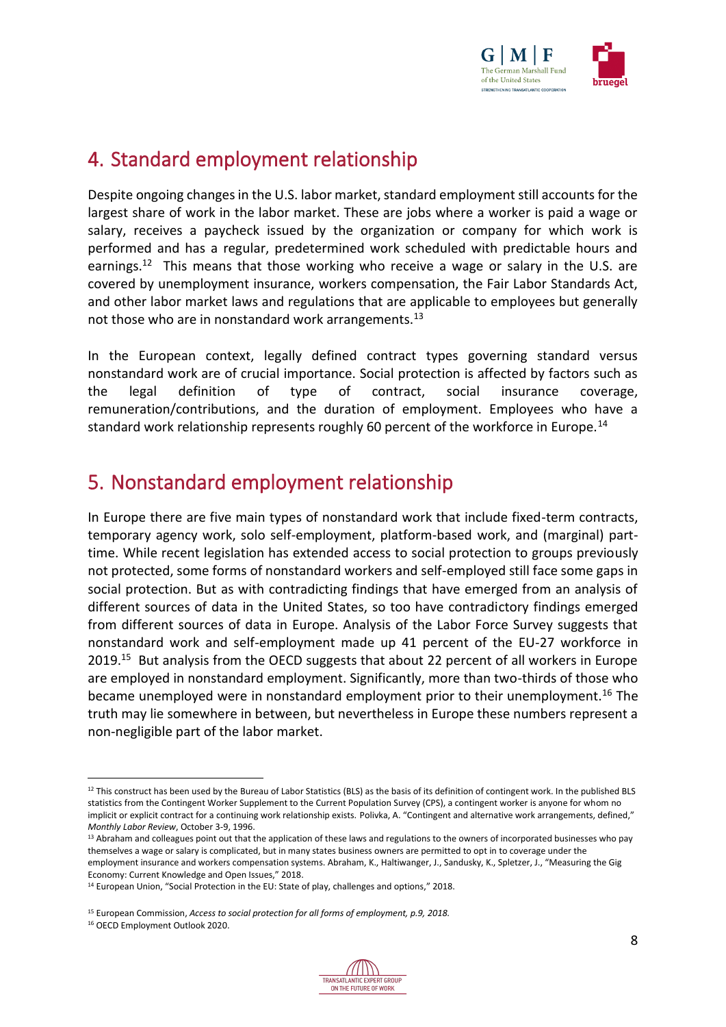## 4. Standard employment relationship

Despite ongoing changes in the U.S. labor market, standard employment still accounts for the largest share of work in the labor market. These are jobs where a worker is paid a wage or salary, receives a paycheck issued by the organization or company for which work is performed and has a regular, predetermined work scheduled with predictable hours and earnings.[12] This means that those working who receive a wage or salary in the U.S. are covered by unemployment insurance, workers compensation, the Fair Labor Standards Act, and other labor market laws and regulations that are applicable to employees but generally not those who are in nonstandard work arrangements.[13]

In the European context, legally defined contract types governing standard versus nonstandard work are of crucial importance. Social protection is affected by factors such as the legal definition of type of contract, social insurance coverage, remuneration/contributions, and the duration of employment. Employees who have a standard work relationship represents roughly 60 percent of the workforce in Europe.[14]

## 5. Nonstandard employment relationship

In Europe there are five main types of nonstandard work that include fixed-term contracts, temporary agency work, solo self-employment, platform-based work, and (marginal) part-time. While recent legislation has extended access to social protection to groups previously not protected, some forms of nonstandard workers and self-employed still face some gaps in social protection. But as with contradicting findings that have emerged from an analysis of different sources of data in the United States, so too have contradictory findings emerged from different sources of data in Europe. Analysis of the Labor Force Survey suggests that nonstandard work and self-employment made up 41 percent of the EU-27 workforce in 2019.[15] But analysis from the OECD suggests that about 22 percent of all workers in Europe are employed in nonstandard employment. Significantly, more than two-thirds of those who became unemployed were in nonstandard employment prior to their unemployment.[16] The truth may lie somewhere in between, but nevertheless in Europe these numbers represent a non-negligible part of the labor market.

---

[12] This construct has been used by the Bureau of Labor Statistics (BLS) as the basis of its definition of contingent work. In the published BLS statistics from the Contingent Worker Supplement to the Current Population Survey (CPS), a contingent worker is anyone for whom no implicit or explicit contract for a continuing work relationship exists. Polivka, A. "Contingent and alternative work arrangements, defined," *Monthly Labor Review*, October 3-9, 1996.

[13] Abraham and colleagues point out that the application of these laws and regulations to the owners of incorporated businesses who pay themselves a wage or salary is complicated, but in many states business owners are permitted to opt in to coverage under the employment insurance and workers compensation systems. Abraham, K., Haltiwanger, J., Sandusky, K., Spletzer, J., "Measuring the Gig Economy: Current Knowledge and Open Issues," 2018.

[14] European Union, "Social Protection in the EU: State of play, challenges and options," 2018.

[15] European Commission, *Access to social protection for all forms of employment, p.9, 2018.*

[16] OECD Employment Outlook 2020.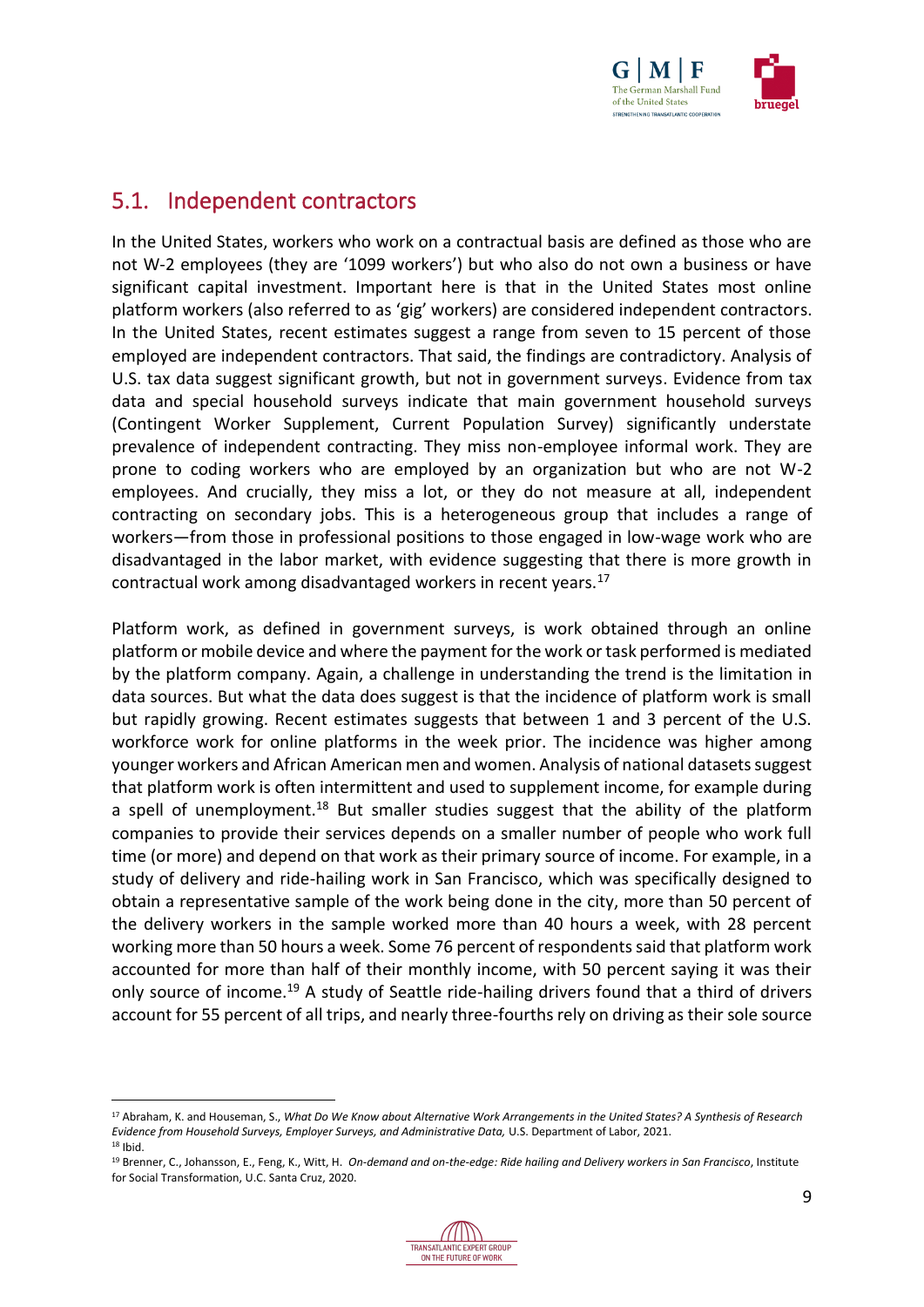## 5.1. Independent contractors

In the United States, workers who work on a contractual basis are defined as those who are not W-2 employees (they are '1099 workers') but who also do not own a business or have significant capital investment. Important here is that in the United States most online platform workers (also referred to as 'gig' workers) are considered independent contractors. In the United States, recent estimates suggest a range from seven to 15 percent of those employed are independent contractors. That said, the findings are contradictory. Analysis of U.S. tax data suggest significant growth, but not in government surveys. Evidence from tax data and special household surveys indicate that main government household surveys (Contingent Worker Supplement, Current Population Survey) significantly understate prevalence of independent contracting. They miss non-employee informal work. They are prone to coding workers who are employed by an organization but who are not W-2 employees. And crucially, they miss a lot, or they do not measure at all, independent contracting on secondary jobs. This is a heterogeneous group that includes a range of workers—from those in professional positions to those engaged in low-wage work who are disadvantaged in the labor market, with evidence suggesting that there is more growth in contractual work among disadvantaged workers in recent years.[17]

Platform work, as defined in government surveys, is work obtained through an online platform or mobile device and where the payment for the work or task performed is mediated by the platform company. Again, a challenge in understanding the trend is the limitation in data sources. But what the data does suggest is that the incidence of platform work is small but rapidly growing. Recent estimates suggests that between 1 and 3 percent of the U.S. workforce work for online platforms in the week prior. The incidence was higher among younger workers and African American men and women. Analysis of national datasets suggest that platform work is often intermittent and used to supplement income, for example during a spell of unemployment.[18] But smaller studies suggest that the ability of the platform companies to provide their services depends on a smaller number of people who work full time (or more) and depend on that work as their primary source of income. For example, in a study of delivery and ride-hailing work in San Francisco, which was specifically designed to obtain a representative sample of the work being done in the city, more than 50 percent of the delivery workers in the sample worked more than 40 hours a week, with 28 percent working more than 50 hours a week. Some 76 percent of respondents said that platform work accounted for more than half of their monthly income, with 50 percent saying it was their only source of income.[19] A study of Seattle ride-hailing drivers found that a third of drivers account for 55 percent of all trips, and nearly three-fourths rely on driving as their sole source

---

[17] Abraham, K. and Houseman, S., *What Do We Know about Alternative Work Arrangements in the United States? A Synthesis of Research Evidence from Household Surveys, Employer Surveys, and Administrative Data,* U.S. Department of Labor, 2021.

[18] Ibid.

[19] Brenner, C., Johansson, E., Feng, K., Witt, H. *On-demand and on-the-edge: Ride hailing and Delivery workers in San Francisco*, Institute for Social Transformation, U.C. Santa Cruz, 2020.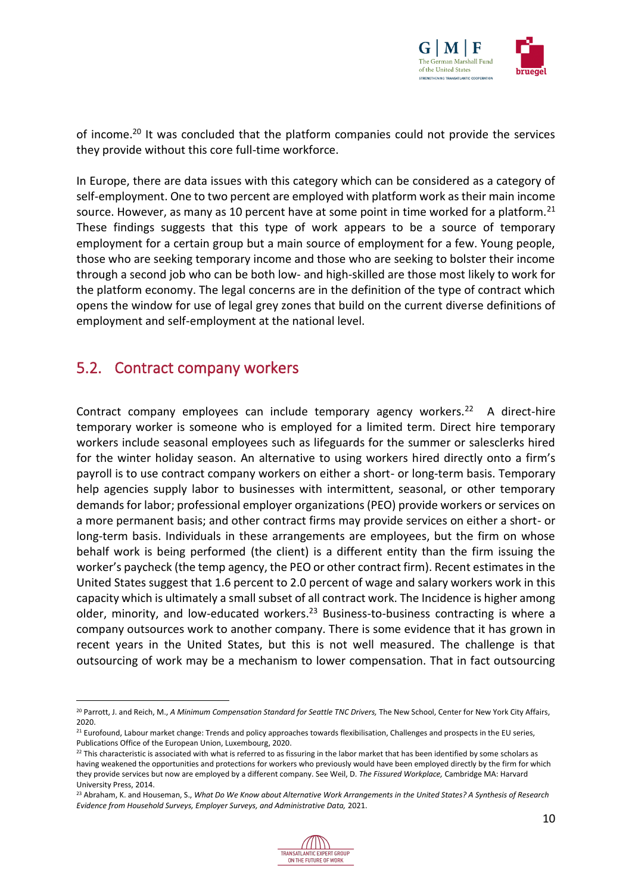of income.[20] It was concluded that the platform companies could not provide the services they provide without this core full-time workforce.

In Europe, there are data issues with this category which can be considered as a category of self-employment. One to two percent are employed with platform work as their main income source. However, as many as 10 percent have at some point in time worked for a platform.[21] These findings suggests that this type of work appears to be a source of temporary employment for a certain group but a main source of employment for a few. Young people, those who are seeking temporary income and those who are seeking to bolster their income through a second job who can be both low- and high-skilled are those most likely to work for the platform economy. The legal concerns are in the definition of the type of contract which opens the window for use of legal grey zones that build on the current diverse definitions of employment and self-employment at the national level.

## 5.2. Contract company workers

Contract company employees can include temporary agency workers.[22] A direct-hire temporary worker is someone who is employed for a limited term. Direct hire temporary workers include seasonal employees such as lifeguards for the summer or salesclerks hired for the winter holiday season. An alternative to using workers hired directly onto a firm's payroll is to use contract company workers on either a short- or long-term basis. Temporary help agencies supply labor to businesses with intermittent, seasonal, or other temporary demands for labor; professional employer organizations (PEO) provide workers or services on a more permanent basis; and other contract firms may provide services on either a short- or long-term basis. Individuals in these arrangements are employees, but the firm on whose behalf work is being performed (the client) is a different entity than the firm issuing the worker's paycheck (the temp agency, the PEO or other contract firm). Recent estimates in the United States suggest that 1.6 percent to 2.0 percent of wage and salary workers work in this capacity which is ultimately a small subset of all contract work. The Incidence is higher among older, minority, and low-educated workers.[23] Business-to-business contracting is where a company outsources work to another company. There is some evidence that it has grown in recent years in the United States, but this is not well measured. The challenge is that outsourcing of work may be a mechanism to lower compensation. That in fact outsourcing

---

[20] Parrott, J. and Reich, M., *A Minimum Compensation Standard for Seattle TNC Drivers,* The New School, Center for New York City Affairs, 2020.

[21] Eurofound, Labour market change: Trends and policy approaches towards flexibilisation, Challenges and prospects in the EU series, Publications Office of the European Union, Luxembourg, 2020.

[22] This characteristic is associated with what is referred to as fissuring in the labor market that has been identified by some scholars as having weakened the opportunities and protections for workers who previously would have been employed directly by the firm for which they provide services but now are employed by a different company. See Weil, D. *The Fissured Workplace,* Cambridge MA: Harvard University Press, 2014.

[23] Abraham, K. and Houseman, S., *What Do We Know about Alternative Work Arrangements in the United States? A Synthesis of Research Evidence from Household Surveys, Employer Surveys, and Administrative Data,* 2021.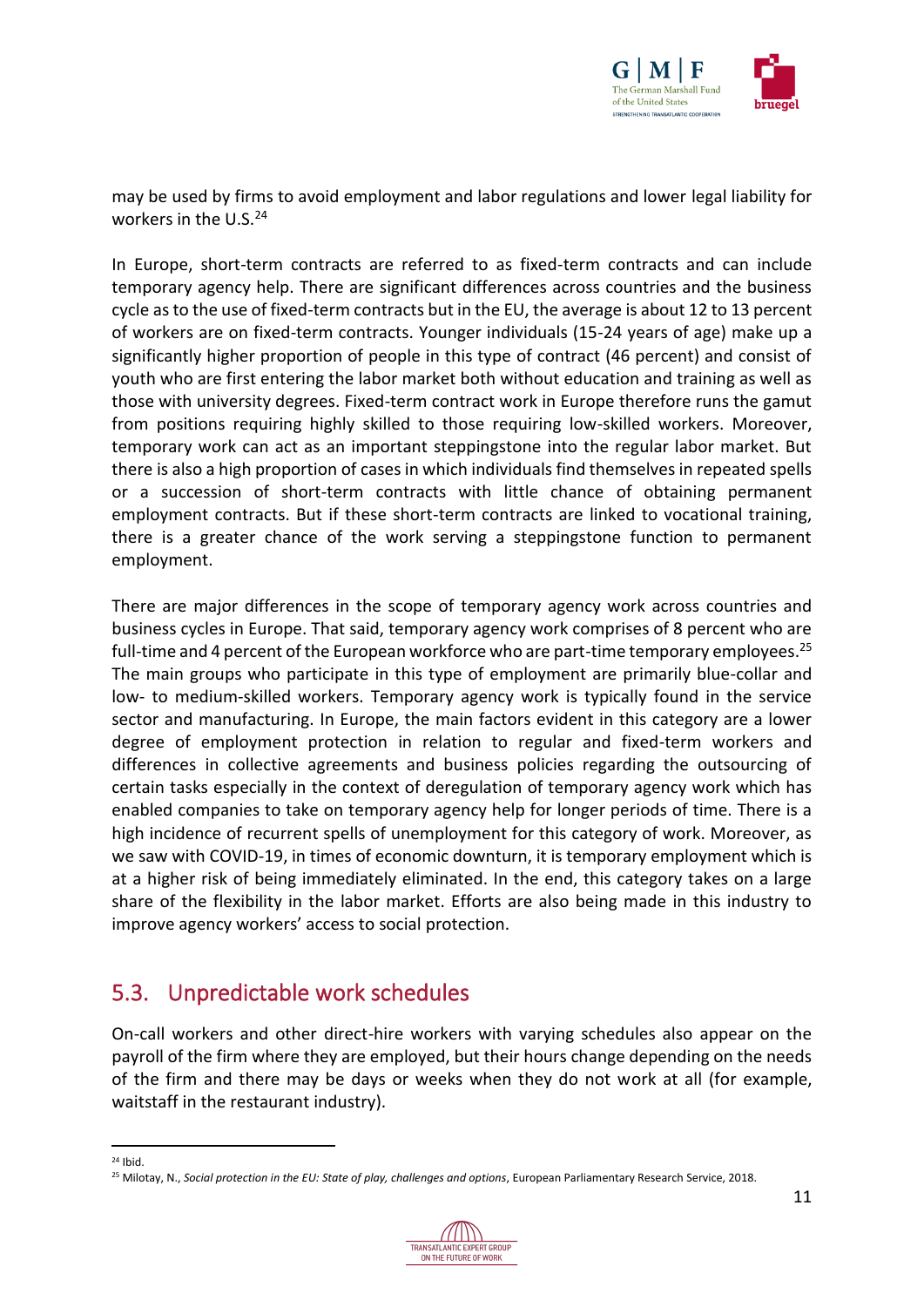may be used by firms to avoid employment and labor regulations and lower legal liability for workers in the U.S.[24]

In Europe, short-term contracts are referred to as fixed-term contracts and can include temporary agency help. There are significant differences across countries and the business cycle as to the use of fixed-term contracts but in the EU, the average is about 12 to 13 percent of workers are on fixed-term contracts. Younger individuals (15-24 years of age) make up a significantly higher proportion of people in this type of contract (46 percent) and consist of youth who are first entering the labor market both without education and training as well as those with university degrees. Fixed-term contract work in Europe therefore runs the gamut from positions requiring highly skilled to those requiring low-skilled workers. Moreover, temporary work can act as an important steppingstone into the regular labor market. But there is also a high proportion of cases in which individuals find themselves in repeated spells or a succession of short-term contracts with little chance of obtaining permanent employment contracts. But if these short-term contracts are linked to vocational training, there is a greater chance of the work serving a steppingstone function to permanent employment.

There are major differences in the scope of temporary agency work across countries and business cycles in Europe. That said, temporary agency work comprises of 8 percent who are full-time and 4 percent of the European workforce who are part-time temporary employees.[25] The main groups who participate in this type of employment are primarily blue-collar and low- to medium-skilled workers. Temporary agency work is typically found in the service sector and manufacturing. In Europe, the main factors evident in this category are a lower degree of employment protection in relation to regular and fixed-term workers and differences in collective agreements and business policies regarding the outsourcing of certain tasks especially in the context of deregulation of temporary agency work which has enabled companies to take on temporary agency help for longer periods of time. There is a high incidence of recurrent spells of unemployment for this category of work. Moreover, as we saw with COVID-19, in times of economic downturn, it is temporary employment which is at a higher risk of being immediately eliminated. In the end, this category takes on a large share of the flexibility in the labor market. Efforts are also being made in this industry to improve agency workers' access to social protection.

## 5.3. Unpredictable work schedules

On-call workers and other direct-hire workers with varying schedules also appear on the payroll of the firm where they are employed, but their hours change depending on the needs of the firm and there may be days or weeks when they do not work at all (for example, waitstaff in the restaurant industry).

---

[24] Ibid.

[25] Milotay, N., *Social protection in the EU: State of play, challenges and options*, European Parliamentary Research Service, 2018.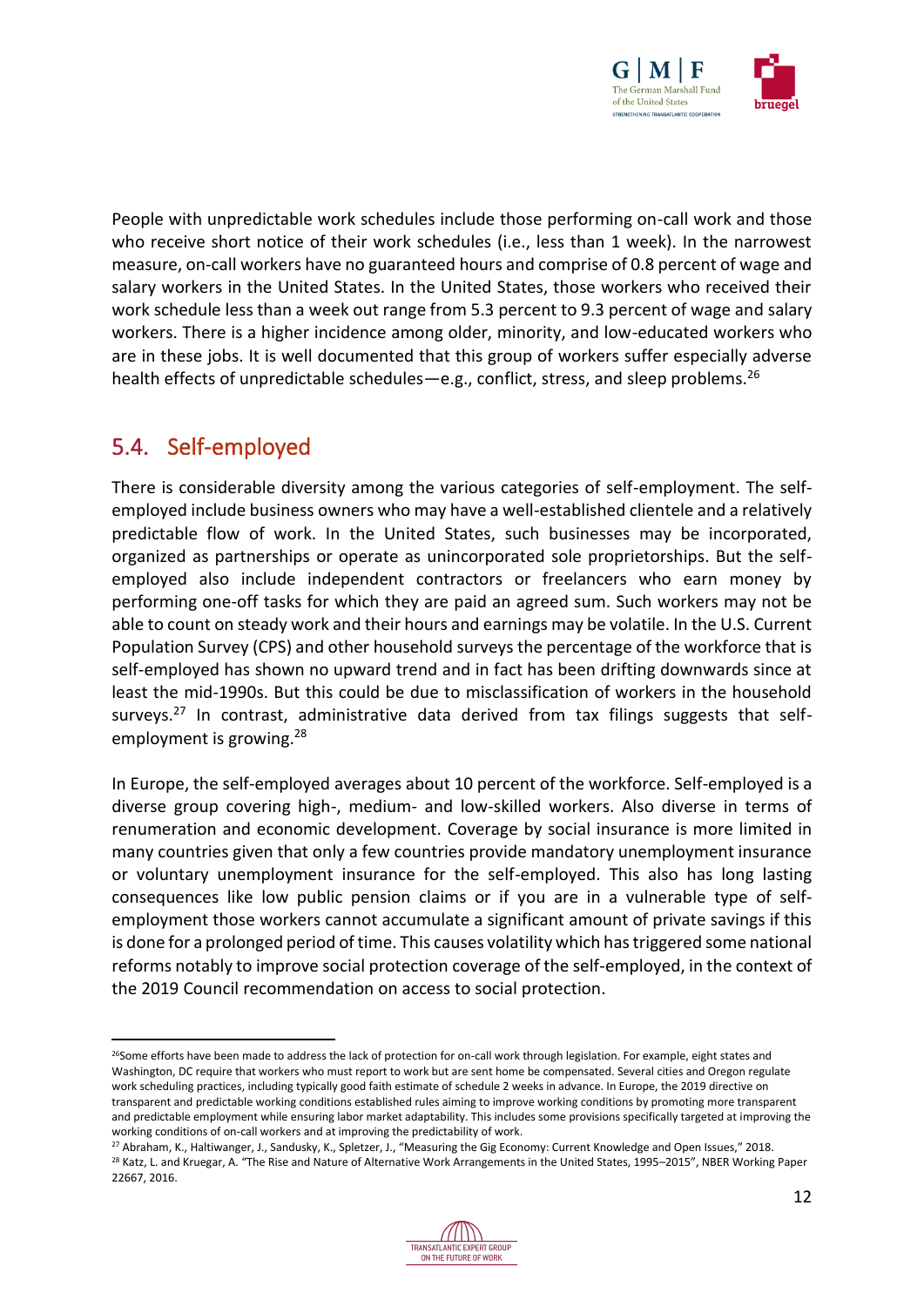People with unpredictable work schedules include those performing on-call work and those who receive short notice of their work schedules (i.e., less than 1 week). In the narrowest measure, on-call workers have no guaranteed hours and comprise of 0.8 percent of wage and salary workers in the United States. In the United States, those workers who received their work schedule less than a week out range from 5.3 percent to 9.3 percent of wage and salary workers. There is a higher incidence among older, minority, and low-educated workers who are in these jobs. It is well documented that this group of workers suffer especially adverse health effects of unpredictable schedules—e.g., conflict, stress, and sleep problems.[26]

## 5.4. Self-employed

There is considerable diversity among the various categories of self-employment. The self-employed include business owners who may have a well-established clientele and a relatively predictable flow of work. In the United States, such businesses may be incorporated, organized as partnerships or operate as unincorporated sole proprietorships. But the self-employed also include independent contractors or freelancers who earn money by performing one-off tasks for which they are paid an agreed sum. Such workers may not be able to count on steady work and their hours and earnings may be volatile. In the U.S. Current Population Survey (CPS) and other household surveys the percentage of the workforce that is self-employed has shown no upward trend and in fact has been drifting downwards since at least the mid-1990s. But this could be due to misclassification of workers in the household surveys.[27] In contrast, administrative data derived from tax filings suggests that self-employment is growing.[28]

In Europe, the self-employed averages about 10 percent of the workforce. Self-employed is a diverse group covering high-, medium- and low-skilled workers. Also diverse in terms of renumeration and economic development. Coverage by social insurance is more limited in many countries given that only a few countries provide mandatory unemployment insurance or voluntary unemployment insurance for the self-employed. This also has long lasting consequences like low public pension claims or if you are in a vulnerable type of self-employment those workers cannot accumulate a significant amount of private savings if this is done for a prolonged period of time. This causes volatility which has triggered some national reforms notably to improve social protection coverage of the self-employed, in the context of the 2019 Council recommendation on access to social protection.

---

[26] Some efforts have been made to address the lack of protection for on-call work through legislation. For example, eight states and Washington, DC require that workers who must report to work but are sent home be compensated. Several cities and Oregon regulate work scheduling practices, including typically good faith estimate of schedule 2 weeks in advance. In Europe, the 2019 directive on transparent and predictable working conditions established rules aiming to improve working conditions by promoting more transparent and predictable employment while ensuring labor market adaptability. This includes some provisions specifically targeted at improving the working conditions of on-call workers and at improving the predictability of work.

[27] Abraham, K., Haltiwanger, J., Sandusky, K., Spletzer, J., "Measuring the Gig Economy: Current Knowledge and Open Issues," 2018.

[28] Katz, L. and Kruegar, A. "The Rise and Nature of Alternative Work Arrangements in the United States, 1995–2015", NBER Working Paper 22667, 2016.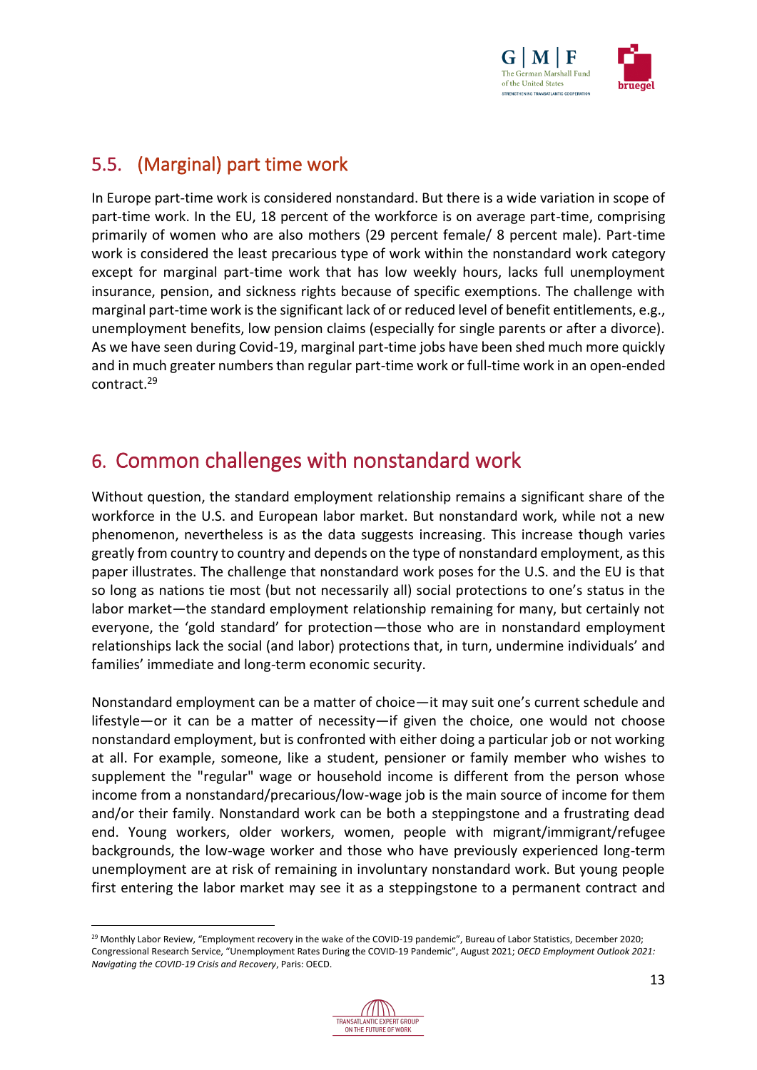## 5.5. (Marginal) part time work

In Europe part-time work is considered nonstandard. But there is a wide variation in scope of part-time work. In the EU, 18 percent of the workforce is on average part-time, comprising primarily of women who are also mothers (29 percent female/ 8 percent male). Part-time work is considered the least precarious type of work within the nonstandard work category except for marginal part-time work that has low weekly hours, lacks full unemployment insurance, pension, and sickness rights because of specific exemptions. The challenge with marginal part-time work is the significant lack of or reduced level of benefit entitlements, e.g., unemployment benefits, low pension claims (especially for single parents or after a divorce). As we have seen during Covid-19, marginal part-time jobs have been shed much more quickly and in much greater numbers than regular part-time work or full-time work in an open-ended contract.[29]

# 6. Common challenges with nonstandard work

Without question, the standard employment relationship remains a significant share of the workforce in the U.S. and European labor market. But nonstandard work, while not a new phenomenon, nevertheless is as the data suggests increasing. This increase though varies greatly from country to country and depends on the type of nonstandard employment, as this paper illustrates. The challenge that nonstandard work poses for the U.S. and the EU is that so long as nations tie most (but not necessarily all) social protections to one's status in the labor market—the standard employment relationship remaining for many, but certainly not everyone, the 'gold standard' for protection—those who are in nonstandard employment relationships lack the social (and labor) protections that, in turn, undermine individuals' and families' immediate and long-term economic security.

Nonstandard employment can be a matter of choice—it may suit one's current schedule and lifestyle—or it can be a matter of necessity—if given the choice, one would not choose nonstandard employment, but is confronted with either doing a particular job or not working at all. For example, someone, like a student, pensioner or family member who wishes to supplement the "regular" wage or household income is different from the person whose income from a nonstandard/precarious/low-wage job is the main source of income for them and/or their family. Nonstandard work can be both a steppingstone and a frustrating dead end. Young workers, older workers, women, people with migrant/immigrant/refugee backgrounds, the low-wage worker and those who have previously experienced long-term unemployment are at risk of remaining in involuntary nonstandard work. But young people first entering the labor market may see it as a steppingstone to a permanent contract and

---

[29] Monthly Labor Review, "Employment recovery in the wake of the COVID-19 pandemic", Bureau of Labor Statistics, December 2020; Congressional Research Service, "Unemployment Rates During the COVID-19 Pandemic", August 2021; *OECD Employment Outlook 2021: Navigating the COVID-19 Crisis and Recovery*, Paris: OECD.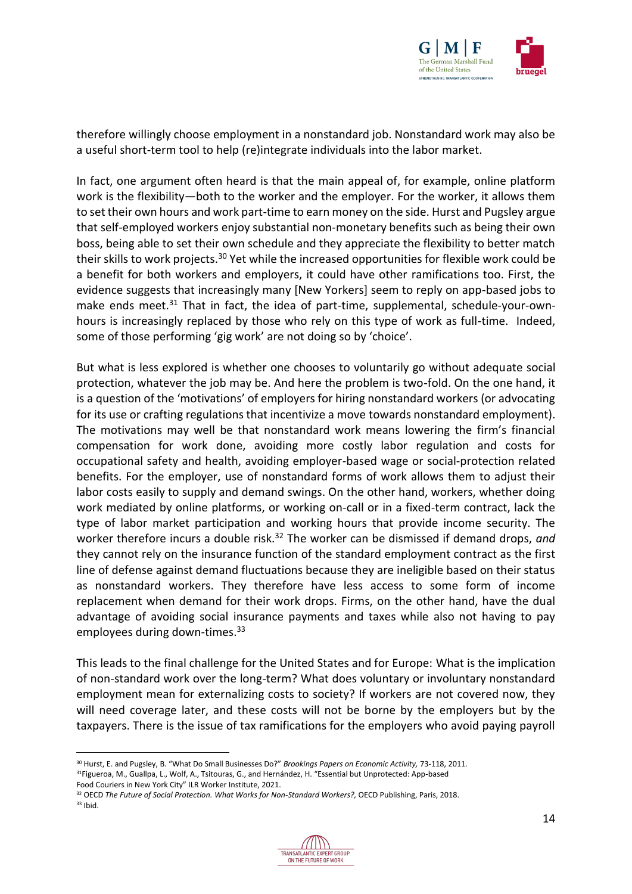therefore willingly choose employment in a nonstandard job. Nonstandard work may also be a useful short-term tool to help (re)integrate individuals into the labor market.

In fact, one argument often heard is that the main appeal of, for example, online platform work is the flexibility—both to the worker and the employer. For the worker, it allows them to set their own hours and work part-time to earn money on the side. Hurst and Pugsley argue that self-employed workers enjoy substantial non-monetary benefits such as being their own boss, being able to set their own schedule and they appreciate the flexibility to better match their skills to work projects.[30] Yet while the increased opportunities for flexible work could be a benefit for both workers and employers, it could have other ramifications too. First, the evidence suggests that increasingly many [New Yorkers] seem to reply on app-based jobs to make ends meet.[31] That in fact, the idea of part-time, supplemental, schedule-your-own-hours is increasingly replaced by those who rely on this type of work as full-time. Indeed, some of those performing 'gig work' are not doing so by 'choice'.

But what is less explored is whether one chooses to voluntarily go without adequate social protection, whatever the job may be. And here the problem is two-fold. On the one hand, it is a question of the 'motivations' of employers for hiring nonstandard workers (or advocating for its use or crafting regulations that incentivize a move towards nonstandard employment). The motivations may well be that nonstandard work means lowering the firm's financial compensation for work done, avoiding more costly labor regulation and costs for occupational safety and health, avoiding employer-based wage or social-protection related benefits. For the employer, use of nonstandard forms of work allows them to adjust their labor costs easily to supply and demand swings. On the other hand, workers, whether doing work mediated by online platforms, or working on-call or in a fixed-term contract, lack the type of labor market participation and working hours that provide income security. The worker therefore incurs a double risk.[32] The worker can be dismissed if demand drops, *and* they cannot rely on the insurance function of the standard employment contract as the first line of defense against demand fluctuations because they are ineligible based on their status as nonstandard workers. They therefore have less access to some form of income replacement when demand for their work drops. Firms, on the other hand, have the dual advantage of avoiding social insurance payments and taxes while also not having to pay employees during down-times.[33]

This leads to the final challenge for the United States and for Europe: What is the implication of non-standard work over the long-term? What does voluntary or involuntary nonstandard employment mean for externalizing costs to society? If workers are not covered now, they will need coverage later, and these costs will not be borne by the employers but by the taxpayers. There is the issue of tax ramifications for the employers who avoid paying payroll

---

[30] Hurst, E. and Pugsley, B. "What Do Small Businesses Do?" *Brookings Papers on Economic Activity,* 73-118, 2011.

[31] Figueroa, M., Guallpa, L., Wolf, A., Tsitouras, G., and Hernández, H. "Essential but Unprotected: App-based Food Couriers in New York City" ILR Worker Institute, 2021.

[32] OECD *The Future of Social Protection. What Works for Non-Standard Workers?,* OECD Publishing, Paris, 2018.

[33] Ibid.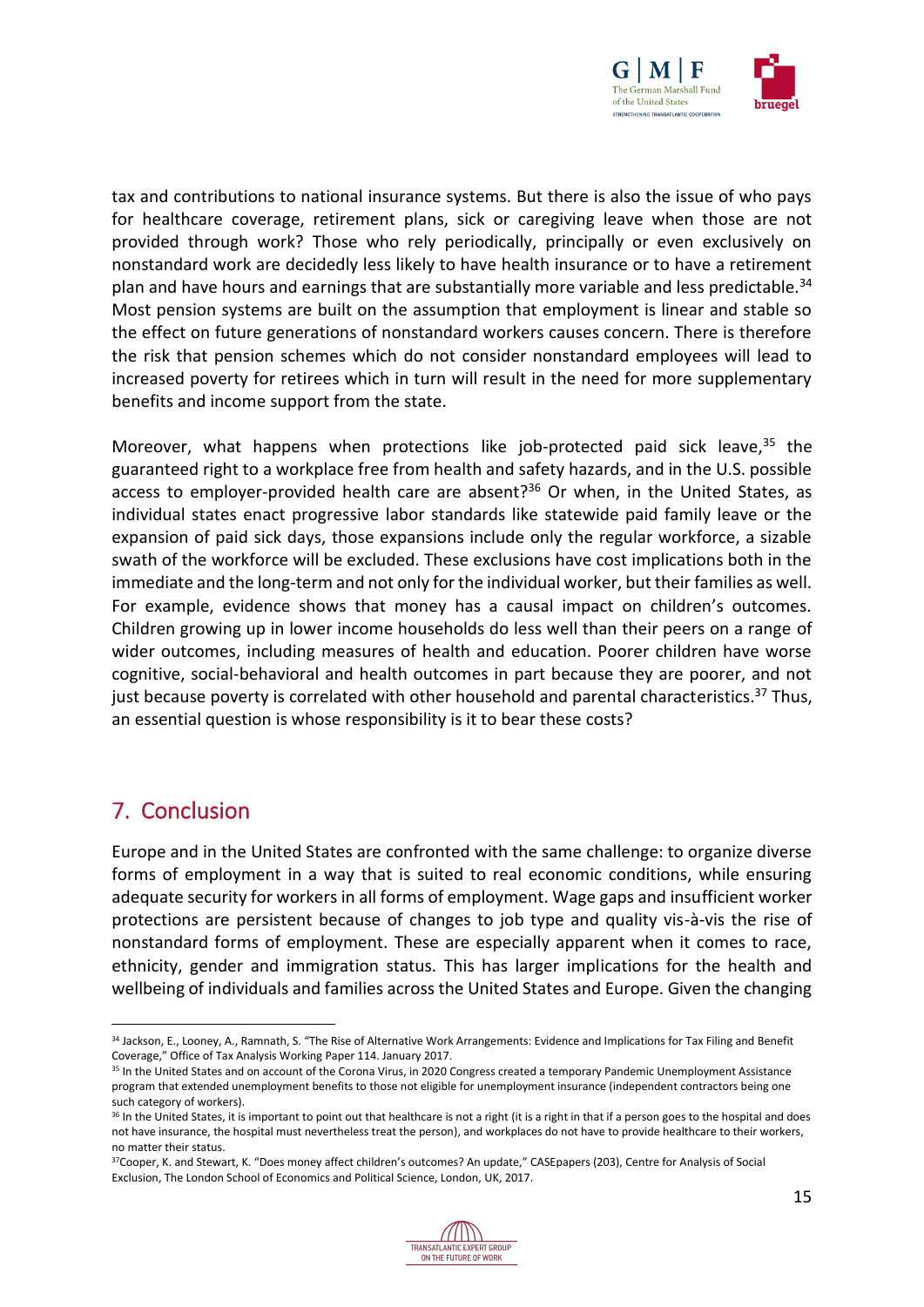tax and contributions to national insurance systems. But there is also the issue of who pays for healthcare coverage, retirement plans, sick or caregiving leave when those are not provided through work? Those who rely periodically, principally or even exclusively on nonstandard work are decidedly less likely to have health insurance or to have a retirement plan and have hours and earnings that are substantially more variable and less predictable.[34] Most pension systems are built on the assumption that employment is linear and stable so the effect on future generations of nonstandard workers causes concern. There is therefore the risk that pension schemes which do not consider nonstandard employees will lead to increased poverty for retirees which in turn will result in the need for more supplementary benefits and income support from the state.

Moreover, what happens when protections like job-protected paid sick leave,[35] the guaranteed right to a workplace free from health and safety hazards, and in the U.S. possible access to employer-provided health care are absent?[36] Or when, in the United States, as individual states enact progressive labor standards like statewide paid family leave or the expansion of paid sick days, those expansions include only the regular workforce, a sizable swath of the workforce will be excluded. These exclusions have cost implications both in the immediate and the long-term and not only for the individual worker, but their families as well. For example, evidence shows that money has a causal impact on children's outcomes. Children growing up in lower income households do less well than their peers on a range of wider outcomes, including measures of health and education. Poorer children have worse cognitive, social-behavioral and health outcomes in part because they are poorer, and not just because poverty is correlated with other household and parental characteristics.[37] Thus, an essential question is whose responsibility is it to bear these costs?

## 7. Conclusion

Europe and in the United States are confronted with the same challenge: to organize diverse forms of employment in a way that is suited to real economic conditions, while ensuring adequate security for workers in all forms of employment. Wage gaps and insufficient worker protections are persistent because of changes to job type and quality vis-à-vis the rise of nonstandard forms of employment. These are especially apparent when it comes to race, ethnicity, gender and immigration status. This has larger implications for the health and wellbeing of individuals and families across the United States and Europe. Given the changing

---

[34] Jackson, E., Looney, A., Ramnath, S. "The Rise of Alternative Work Arrangements: Evidence and Implications for Tax Filing and Benefit Coverage," Office of Tax Analysis Working Paper 114. January 2017.

[35] In the United States and on account of the Corona Virus, in 2020 Congress created a temporary Pandemic Unemployment Assistance program that extended unemployment benefits to those not eligible for unemployment insurance (independent contractors being one such category of workers).

[36] In the United States, it is important to point out that healthcare is not a right (it is a right in that if a person goes to the hospital and does not have insurance, the hospital must nevertheless treat the person), and workplaces do not have to provide healthcare to their workers, no matter their status.

[37] Cooper, K. and Stewart, K. "Does money affect children's outcomes? An update," CASEpapers (203), Centre for Analysis of Social Exclusion, The London School of Economics and Political Science, London, UK, 2017.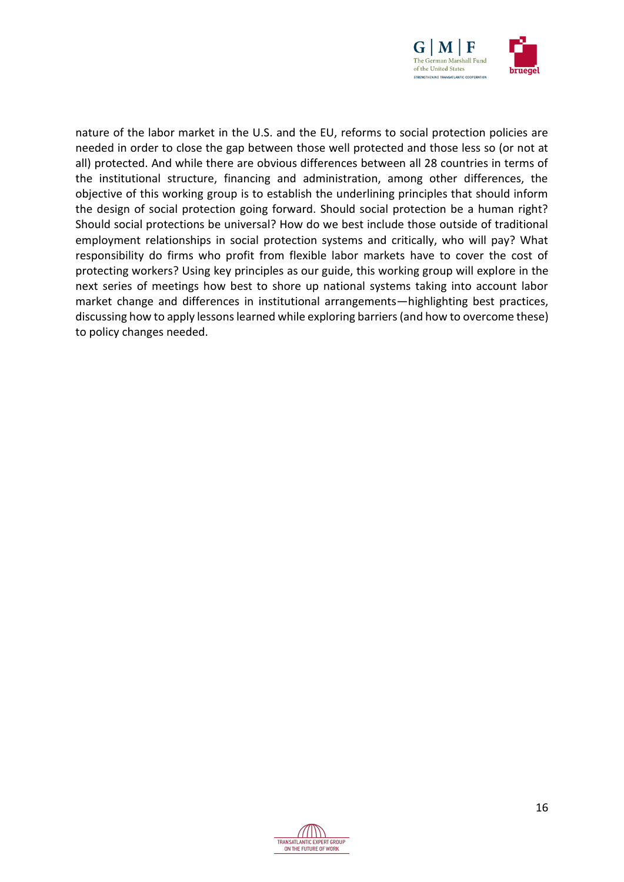nature of the labor market in the U.S. and the EU, reforms to social protection policies are needed in order to close the gap between those well protected and those less so (or not at all) protected. And while there are obvious differences between all 28 countries in terms of the institutional structure, financing and administration, among other differences, the objective of this working group is to establish the underlining principles that should inform the design of social protection going forward. Should social protection be a human right? Should social protections be universal? How do we best include those outside of traditional employment relationships in social protection systems and critically, who will pay? What responsibility do firms who profit from flexible labor markets have to cover the cost of protecting workers? Using key principles as our guide, this working group will explore in the next series of meetings how best to shore up national systems taking into account labor market change and differences in institutional arrangements—highlighting best practices, discussing how to apply lessons learned while exploring barriers (and how to overcome these) to policy changes needed.